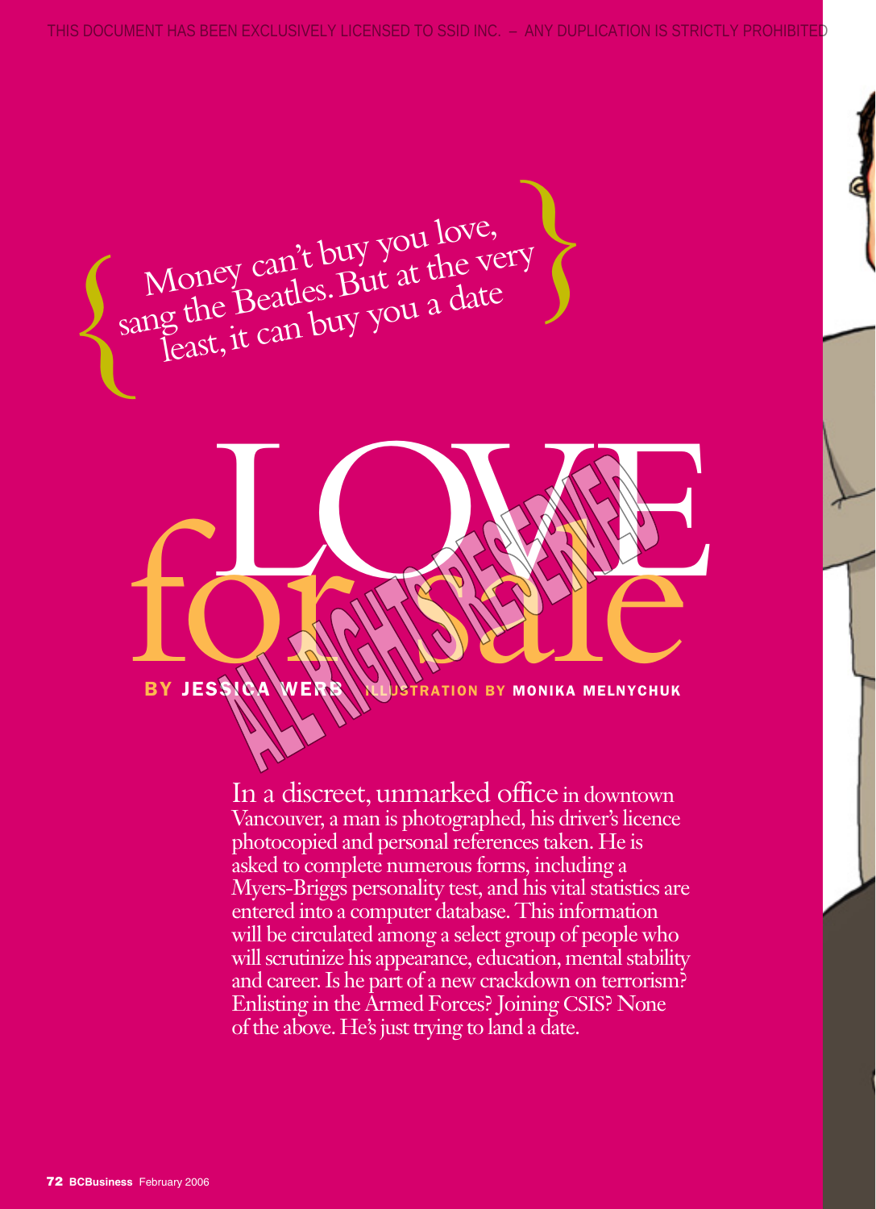# LOVE for sale

Money can't buy you love, sang the Beatles. But at the very least, it can buy you a date

**BY JESSICA WERB** ILLUSTRATION BY **MONIKA MELNYCHUK**

In a discreet, unmarked office in downtown Vancouver, a man is photographed, his driver's licence photocopied and personal references taken. He is asked to complete numerous forms, including a Myers-Briggs personality test, and his vital statistics are entered into a computer database. This information will be circulated among a select group of people who will scrutinize his appearance, education, mental stability and career. Is he part of a new crackdown on terrorism? Enlisting in the Armed Forces? Joining CSIS? None of the above. He's just trying to land a date.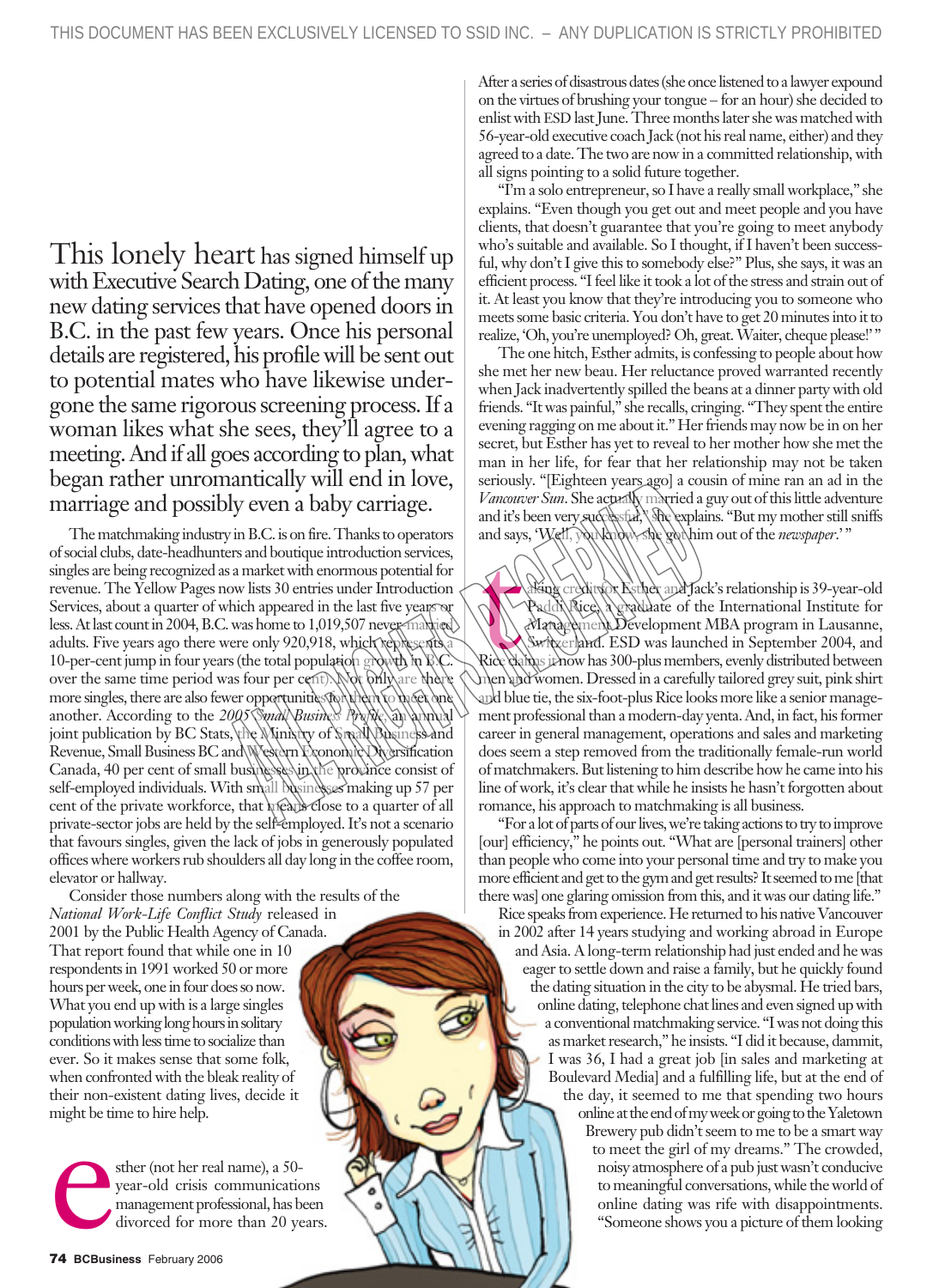This lonely heart has signed himself up with Executive Search Dating, one of the many new dating services that have opened doors in B.C. in the past few years. Once his personal details are registered, his profile will be sent out to potential mates who have likewise undergone the same rigorous screening process. If a woman likes what she sees, they'll agree to a meeting. And if all goes according to plan, what began rather unromantically will end in love, marriage and possibly even a baby carriage.

The matchmaking industry in B.C. is on fire. Thanks to operators of social clubs, date-headhunters and boutique introduction services, singles are being recognized as a market with enormous potential for revenue. The Yellow Pages now lists 30 entries under Introduction Services, about a quarter of which appeared in the last five years or less. At last count in 2004, B.C. was home to 1,019,507 never-married adults. Five years ago there were only 920,918, which represents a 10-per-cent jump in four years (the total population growth in B.C. over the same time period was four per cent). Not only are there more singles, there are also fewer opportunities for them to meet one another. According to the *2005 Small Business Profile*, an annual joint publication by BC Stats, the Ministry of Small Business and Revenue, Small Business BC and Western Economic Diversification Canada, 40 per cent of small businesses in the province consist of self-employed individuals. With small businesses making up 57 per cent of the private workforce, that means close to a quarter of all private-sector jobs are held by the self-employed. It's not a scenario that favours singles, given the lack of jobs in generously populated offices where workers rub shoulders all day long in the coffee room, elevator or hallway.

Consider those numbers along with the results of the *National Work-Life Conflict Study* released in 2001 by the Public Health Agency of Canada. That report found that while one in 10 respondents in 1991 worked 50 or more hours per week, one in four does so now. What you end up with is a large singles population working long hours in solitary conditions with less time to socialize than ever. So it makes sense that some folk, when confronted with the bleak reality of their non-existent dating lives, decide it might be time to hire help.

Esther (not her real name), a 50-year-old crisis communications management professional, has been divorced for more than 20 years. After a series of disastrous dates (she once listened to a lawyer expound on the virtues of brushing your tongue – for an hour) she decided to enlist with ESD last June. Three months later she was matched with 56-year-old executive coach Jack (not his real name, either) and they agreed to a date. The two are now in a committed relationship, with all signs pointing to a solid future together.

"I'm a solo entrepreneur, so I have a really small workplace," she explains. "Even though you get out and meet people and you have clients, that doesn't guarantee that you're going to meet anybody who's suitable and available. So I thought, if I haven't been successful, why don't I give this to somebody else?" Plus, she says, it was an efficient process. "I feel like it took a lot of the stress and strain out of it. At least you know that they're introducing you to someone who meets some basic criteria. You don't have to get 20 minutes into it to realize, 'Oh, you're unemployed? Oh, great. Waiter, cheque please!' "

The one hitch, Esther admits, is confessing to people about how she met her new beau. Her reluctance proved warranted recently when Jack inadvertently spilled the beans at a dinner party with old friends. "It was painful," she recalls, cringing. "They spent the entire evening ragging on me about it." Her friends may now be in on her secret, but Esther has yet to reveal to her mother how she met the man in her life, for fear that her relationship may not be taken seriously. "[Eighteen years ago] a cousin of mine ran an ad in the *Vancouver Sun*. She actually married a guy out of this little adventure and it's been very successful," she explains. "But my mother still sniffs and says, 'Well, you know, she got him out of the *newspaper*.' "

Taking credit for Esther and Jack's relationship is 39-year-old Paddi Rice, a graduate of the International Institute for Management Development MBA program in Lausanne, Switzerland. ESD was launched in September 2004, and Rice claims it now has 300-plus members, evenly distributed between men and women. Dressed in a carefully tailored grey suit, pink shirt and blue tie, the six-foot-plus Rice looks more like a senior management professional than a modern-day yenta. And, in fact, his former career in general management, operations and sales and marketing does seem a step removed from the traditionally female-run world of matchmakers. But listening to him describe how he came into his line of work, it's clear that while he insists he hasn't forgotten about romance, his approach to matchmaking is all business.

"For a lot of parts of our lives, we're taking actions to try to improve [our] efficiency," he points out. "What are [personal trainers] other than people who come into your personal time and try to make you more efficient and get to the gym and get results? It seemed to me [that there was] one glaring omission from this, and it was our dating life."

Rice speaks from experience. He returned to his native Vancouver in 2002 after 14 years studying and working abroad in Europe and Asia. A long-term relationship had just ended and he was eager to settle down and raise a family, but he quickly found the dating situation in the city to be abysmal. He tried bars, online dating, telephone chat lines and even signed up with a conventional matchmaking service. "I was not doing this as market research," he insists. "I did it because, dammit, I was 36, I had a great job [in sales and marketing at Boulevard Media] and a fulfilling life, but at the end of the day, it seemed to me that spending two hours online at the end of my week or going to the Yaletown Brewery pub didn't seem to me to be a smart way to meet the girl of my dreams." The crowded, noisy atmosphere of a pub just wasn't conducive to meaningful conversations, while the world of online dating was rife with disappointments. "Someone shows you a picture of them looking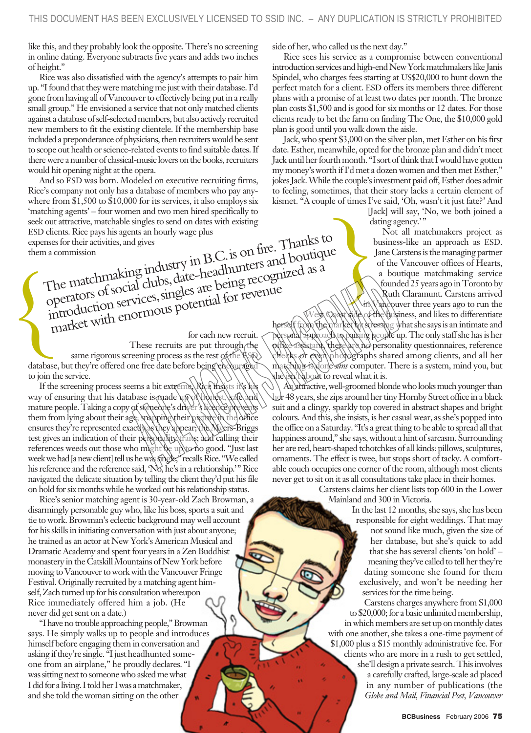like this, and they probably look the opposite. There's no screening in online dating. Everyone subtracts five years and adds two inches of height."

Rice was also dissatisfied with the agency's attempts to pair him up. "I found that they were matching me just with their database. I'd gone from having all of Vancouver to effectively being put in a really small group." He envisioned a service that not only matched clients against a database of self-selected members, but also actively recruited new members to fit the existing clientele. If the membership base included a preponderance of physicians, then recruiters would be sent to scope out health or science-related events to find suitable dates. If there were a number of classical-music lovers on the books, recruiters would hit opening night at the opera.

And so ESD was born. Modeled on executive recruiting firms, Rice's company not only has a database of members who pay anywhere from $1,500 to $10,000 for its services, it also employs six 'matching agents' – four women and two men hired specifically to seek out attractive, matchable singles to send on dates with existing ESD clients. Rice pays his agents an hourly wage plus expenses for their activities, and gives them a commission for each new recruit.

> The matchmaking industry in B.C. is on fire. Thanks to operators of social clubs, date-headhunters and boutique introduction services, singles are being recognized as a market with enormous potential for revenue

These recruits are put through the same rigorous screening process as the rest of the ESD database, but they're offered one free date before being encouraged to join the service.

If the screening process seems a bit extreme, Rice insists it's his way of ensuring that his database is made up of honest, safe and mature people. Taking a copy of someone's driver's licence prevents them from lying about their age; snapping their picture in the office ensures they're represented exactly as they appear; the Myers-Briggs test gives an indication of their personality traits; and calling their references weeds out those who might be up to no good. "Just last week we had [a new client] tell us he was single," recalls Rice. "We called his reference and the reference said, 'No, he's in a relationship.'" Rice navigated the delicate situation by telling the client they'd put his file on hold for six months while he worked out his relationship status.

Rice's senior matching agent is 30-year-old Zach Browman, a disarmingly personable guy who, like his boss, sports a suit and tie to work. Browman's eclectic background may well account for his skills in initiating conversation with just about anyone; he trained as an actor at New York's American Musical and Dramatic Academy and spent four years in a Zen Buddhist monastery in the Catskill Mountains of New York before moving to Vancouver to work with the Vancouver Fringe Festival. Originally recruited by a matching agent himself, Zach turned up for his consultation whereupon Rice immediately offered him a job. (He never did get sent on a date.)

"I have no trouble approaching people," Browman says. He simply walks up to people and introduces himself before engaging them in conversation and asking if they're single. "I just headhunted someone from an airplane," he proudly declares. "I was sitting next to someone who asked me what I did for a living. I told her I was a matchmaker, and she told me the woman sitting on the other side of her, who called us the next day."

Rice sees his service as a compromise between conventional introduction services and high-end New York matchmakers like Janis Spindel, who charges fees starting at US$20,000 to hunt down the perfect match for a client. ESD offers its members three different plans with a promise of at least two dates per month. The bronze plan costs $1,500 and is good for six months or 12 dates. For those clients ready to bet the farm on finding The One, the $10,000 gold plan is good until you walk down the aisle.

Jack, who spent $3,000 on the silver plan, met Esther on his first date. Esther, meanwhile, opted for the bronze plan and didn't meet Jack until her fourth month. "I sort of think that I would have gotten my money's worth if I'd met a dozen women and then met Esther," jokes Jack. While the couple's investment paid off, Esther does admit to feeling, sometimes, that their story lacks a certain element of kismet. "A couple of times I've said, 'Oh, wasn't it just fate?' And [Jack] will say, 'No, we both joined a dating agency.'"

Not all matchmakers project as business-like an approach as ESD. Jane Carstens is the managing partner of the Vancouver offices of Hearts, a boutique matchmaking service founded 25 years ago in Toronto by Ruth Claramunt. Carstens arrived in Vancouver three years ago to run the West Coast side of the business, and likes to differentiate herself from the market by stressing what she says is an intimate and personal approach to pairing people up. The only staff she has is her office assistant, there are no personality questionnaires, reference checks or even photographs shared among clients, and all her matching is done *sans* computer. There is a system, mind you, but she isn't about to reveal what it is.

An attractive, well-groomed blonde who looks much younger than her 48 years, she zips around her tiny Hornby Street office in a black suit and a clingy, sparkly top covered in abstract shapes and bright colours. And this, she insists, is her casual wear, as she's popped into the office on a Saturday. "It's a great thing to be able to spread all that happiness around," she says, without a hint of sarcasm. Surrounding her are red, heart-shaped tchotchkes of all kinds: pillows, sculptures, ornaments. The effect is twee, but stops short of tacky. A comfortable couch occupies one corner of the room, although most clients never get to sit on it as all consultations take place in their homes.

Carstens claims her client lists top 600 in the Lower Mainland and 300 in Victoria.

In the last 12 months, she says, she has been responsible for eight weddings. That may not sound like much, given the size of her database, but she's quick to add that she has several clients 'on hold' – meaning they've called to tell her they're dating someone she found for them exclusively, and won't be needing her services for the time being.

Carstens charges anywhere from $1,000 to $20,000; for a basic unlimited membership, in which members are set up on monthly dates with one another, she takes a one-time payment of $1,000 plus a $15 monthly administrative fee. For clients who are more in a rush to get settled, she'll design a private search. This involves a carefully crafted, large-scale ad placed in any number of publications (the *Globe and Mail, Financial Post, Vancouver*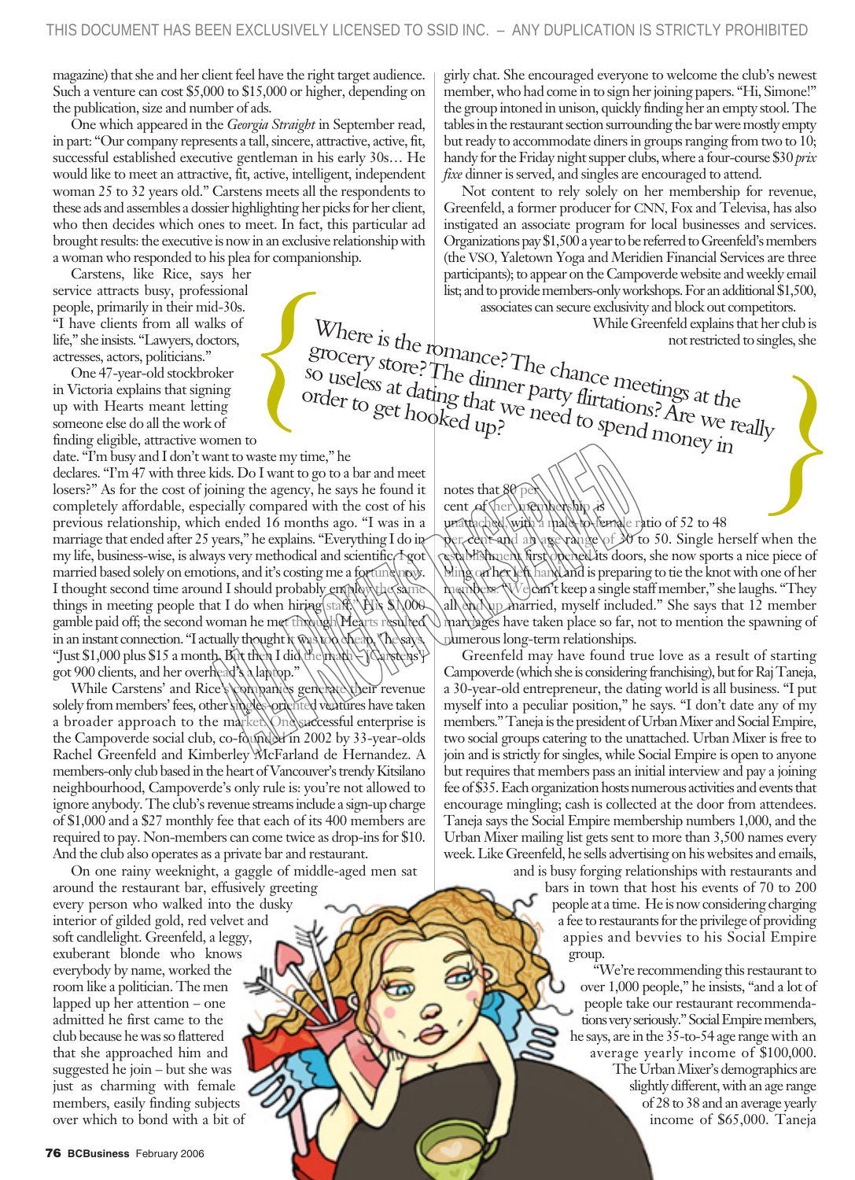magazine) that she and her client feel have the right target audience. Such a venture can cost $5,000 to $15,000 or higher, depending on the publication, size and number of ads.

One which appeared in the *Georgia Straight* in September read, in part: "Our company represents a tall, sincere, attractive, active, fit, successful established executive gentleman in his early 30s… He would like to meet an attractive, fit, active, intelligent, independent woman 25 to 32 years old." Carstens meets all the respondents to these ads and assembles a dossier highlighting her picks for her client, who then decides which ones to meet. In fact, this particular ad brought results: the executive is now in an exclusive relationship with a woman who responded to his plea for companionship.

Carstens, like Rice, says her service attracts busy, professional people, primarily in their mid-30s. "I have clients from all walks of life," she insists. "Lawyers, doctors, actresses, actors, politicians."

One 47-year-old stockbroker in Victoria explains that signing up with Hearts meant letting someone else do all the work of finding eligible, attractive women to date. "I'm busy and I don't want to waste my time," he declares. "I'm 47 with three kids. Do I want to go to a bar and meet losers?" As for the cost of joining the agency, he says he found it completely affordable, especially compared with the cost of his previous relationship, which ended 16 months ago. "I was in a marriage that ended after 25 years," he explains. "Everything I do in my life, business-wise, is always very methodical and scientific. I got married based solely on emotions, and it's costing me a fortune now. I thought second time around I should probably employ the same things in meeting people that I do when hiring staff." His $1,000 gamble paid off; the second woman he met through Hearts resulted in an instant connection. "I actually thought it was too cheap," he says. "Just $1,000 plus $15 a month. But then I did the math – [Carstens]'s got 900 clients, and her overhead's a laptop."

While Carstens' and Rice's companies generate their revenue solely from members' fees, other singles-oriented ventures have taken a broader approach to the market. One successful enterprise is the Campoverde social club, co-founded in 2002 by 33-year-olds Rachel Greenfeld and Kimberley McFarland de Hernandez. A members-only club based in the heart of Vancouver's trendy Kitsilano neighbourhood, Campoverde's only rule is: you're not allowed to ignore anybody. The club's revenue streams include a sign-up charge of $1,000 and a $27 monthly fee that each of its 400 members are required to pay. Non-members can come twice as drop-ins for $10. And the club also operates as a private bar and restaurant.

On one rainy weeknight, a gaggle of middle-aged men sat around the restaurant bar, effusively greeting every person who walked into the dusky interior of gilded gold, red velvet and soft candlelight. Greenfeld, a leggy, exuberant blonde who knows everybody by name, worked the room like a politician. The men lapped up her attention – one admitted he first came to the club because he was so flattered that she approached him and suggested he join – but she was just as charming with female members, easily finding subjects over which to bond with a bit of girly chat. She encouraged everyone to welcome the club's newest member, who had come in to sign her joining papers. "Hi, Simone!" the group intoned in unison, quickly finding her an empty stool. The tables in the restaurant section surrounding the bar were mostly empty but ready to accommodate diners in groups ranging from two to 10; handy for the Friday night supper clubs, where a four-course $30 *prix fixe* dinner is served, and singles are encouraged to attend.

Not content to rely solely on her membership for revenue, Greenfeld, a former producer for CNN, Fox and Televisa, has also instigated an associate program for local businesses and services. Organizations pay $1,500 a year to be referred to Greenfeld's members (the VSO, Yaletown Yoga and Meridien Financial Services are three participants); to appear on the Campoverde website and weekly email list; and to provide members-only workshops. For an additional $1,500, associates can secure exclusivity and block out competitors.

> Where is the romance? The chance meetings at the grocery store? The dinner party flirtations? Are we really so useless at dating that we need to spend money in order to get hooked up?

While Greenfeld explains that her club is not restricted to singles, she notes that 80 per cent of her membership is unattached, with a male-to-female ratio of 52 to 48 per cent and an age range of 30 to 50. Single herself when the establishment first opened its doors, she now sports a nice piece of bling on her left hand and is preparing to tie the knot with one of her members. "We can't keep a single staff member," she laughs. "They all end up married, myself included." She says that 12 member marriages have taken place so far, not to mention the spawning of numerous long-term relationships.

Greenfeld may have found true love as a result of starting Campoverde (which she is considering franchising), but for Raj Taneja, a 30-year-old entrepreneur, the dating world is all business. "I put myself into a peculiar position," he says. "I don't date any of my members." Taneja is the president of Urban Mixer and Social Empire, two social groups catering to the unattached. Urban Mixer is free to join and is strictly for singles, while Social Empire is open to anyone but requires that members pass an initial interview and pay a joining fee of $35. Each organization hosts numerous activities and events that encourage mingling; cash is collected at the door from attendees. Taneja says the Social Empire membership numbers 1,000, and the Urban Mixer mailing list gets sent to more than 3,500 names every week. Like Greenfeld, he sells advertising on his websites and emails, and is busy forging relationships with restaurants and bars in town that host his events of 70 to 200 people at a time. He is now considering charging a fee to restaurants for the privilege of providing appies and bevvies to his Social Empire group.

"We're recommending this restaurant to over 1,000 people," he insists, "and a lot of people take our restaurant recommendations very seriously." Social Empire members, he says, are in the 35-to-54 age range with an average yearly income of $100,000. The Urban Mixer's demographics are slightly different, with an age range of 28 to 38 and an average yearly income of $65,000. Taneja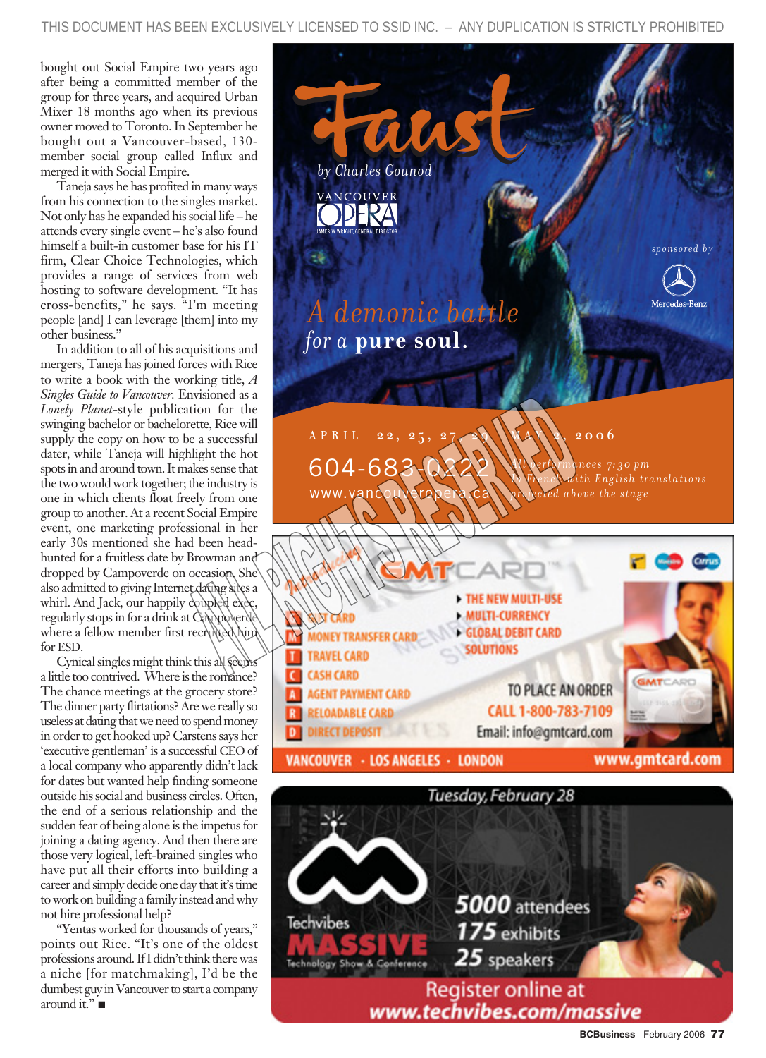bought out Social Empire two years ago after being a committed member of the group for three years, and acquired Urban Mixer 18 months ago when its previous owner moved to Toronto. In September he bought out a Vancouver-based, 130-member social group called Influx and merged it with Social Empire.

Taneja says he has profited in many ways from his connection to the singles market. Not only has he expanded his social life – he attends every single event – he's also found himself a built-in customer base for his IT firm, Clear Choice Technologies, which provides a range of services from web hosting to software development. "It has cross-benefits," he says. "I'm meeting people [and] I can leverage [them] into my other business."

In addition to all of his acquisitions and mergers, Taneja has joined forces with Rice to write a book with the working title, *A Singles Guide to Vancouver*. Envisioned as a *Lonely Planet*-style publication for the swinging bachelor or bachelorette, Rice will supply the copy on how to be a successful dater, while Taneja will highlight the hot spots in and around town. It makes sense that the two would work together; the industry is one in which clients float freely from one group to another. At a recent Social Empire event, one marketing professional in her early 30s mentioned she had been head-hunted for a fruitless date by Browman and dropped by Campoverde on occasion. She also admitted to giving Internet dating sites a whirl. And Jack, our happily coupled exec, regularly stops in for a drink at Campoverde where a fellow member first recruited him for ESD.

Cynical singles might think this all seems a little too contrived. Where is the romance? The chance meetings at the grocery store? The dinner party flirtations? Are we really so useless at dating that we need to spend money in order to get hooked up? Carstens says her 'executive gentleman' is a successful CEO of a local company who apparently didn't lack for dates but wanted help finding someone outside his social and business circles. Often, the end of a serious relationship and the sudden fear of being alone is the impetus for joining a dating agency. And then there are those very logical, left-brained singles who have put all their efforts into building a career and simply decide one day that it's time to work on building a family instead and why not hire professional help?

"Yentas worked for thousands of years," points out Rice. "It's one of the oldest professions around. If I didn't think there was a niche [for matchmaking], I'd be the dumbest guy in Vancouver to start a company around it." ■